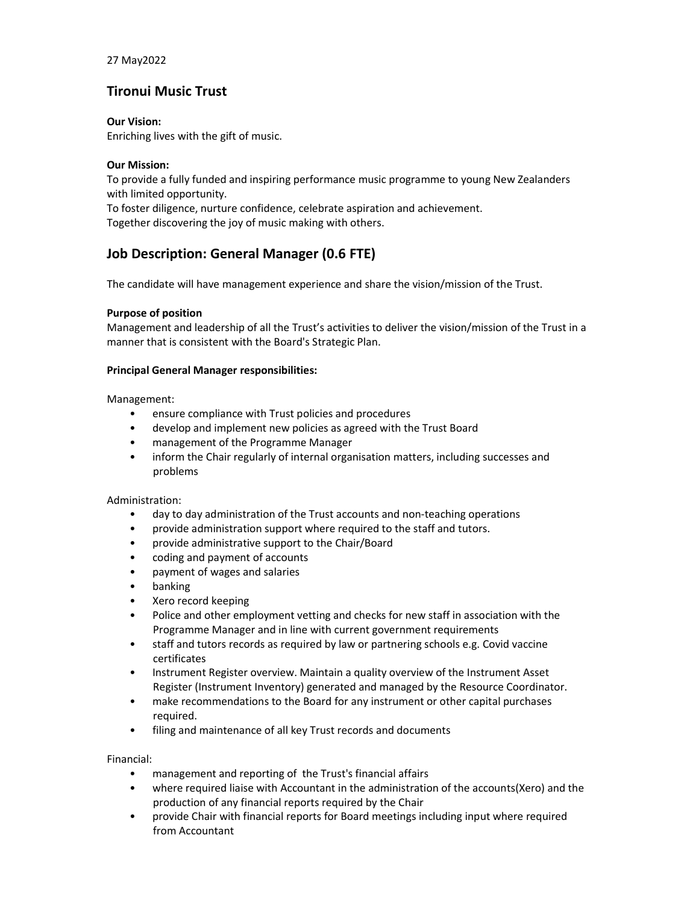27 May2022

## Tironui Music Trust

**Our Vision:**
Enriching lives with the gift of music.

**Our Mission:**
To provide a fully funded and inspiring performance music programme to young New Zealanders with limited opportunity.
To foster diligence, nurture confidence, celebrate aspiration and achievement.
Together discovering the joy of music making with others.

## Job Description: General Manager (0.6 FTE)

The candidate will have management experience and share the vision/mission of the Trust.

**Purpose of position**
Management and leadership of all the Trust's activities to deliver the vision/mission of the Trust in a manner that is consistent with the Board's Strategic Plan.

**Principal General Manager responsibilities:**

Management:

- ensure compliance with Trust policies and procedures
- develop and implement new policies as agreed with the Trust Board
- management of the Programme Manager
- inform the Chair regularly of internal organisation matters, including successes and problems

Administration:

- day to day administration of the Trust accounts and non-teaching operations
- provide administration support where required to the staff and tutors.
- provide administrative support to the Chair/Board
- coding and payment of accounts
- payment of wages and salaries
- banking
- Xero record keeping
- Police and other employment vetting and checks for new staff in association with the Programme Manager and in line with current government requirements
- staff and tutors records as required by law or partnering schools e.g. Covid vaccine certificates
- Instrument Register overview. Maintain a quality overview of the Instrument Asset Register (Instrument Inventory) generated and managed by the Resource Coordinator.
- make recommendations to the Board for any instrument or other capital purchases required.
- filing and maintenance of all key Trust records and documents

Financial:

- management and reporting of the Trust's financial affairs
- where required liaise with Accountant in the administration of the accounts(Xero) and the production of any financial reports required by the Chair
- provide Chair with financial reports for Board meetings including input where required from Accountant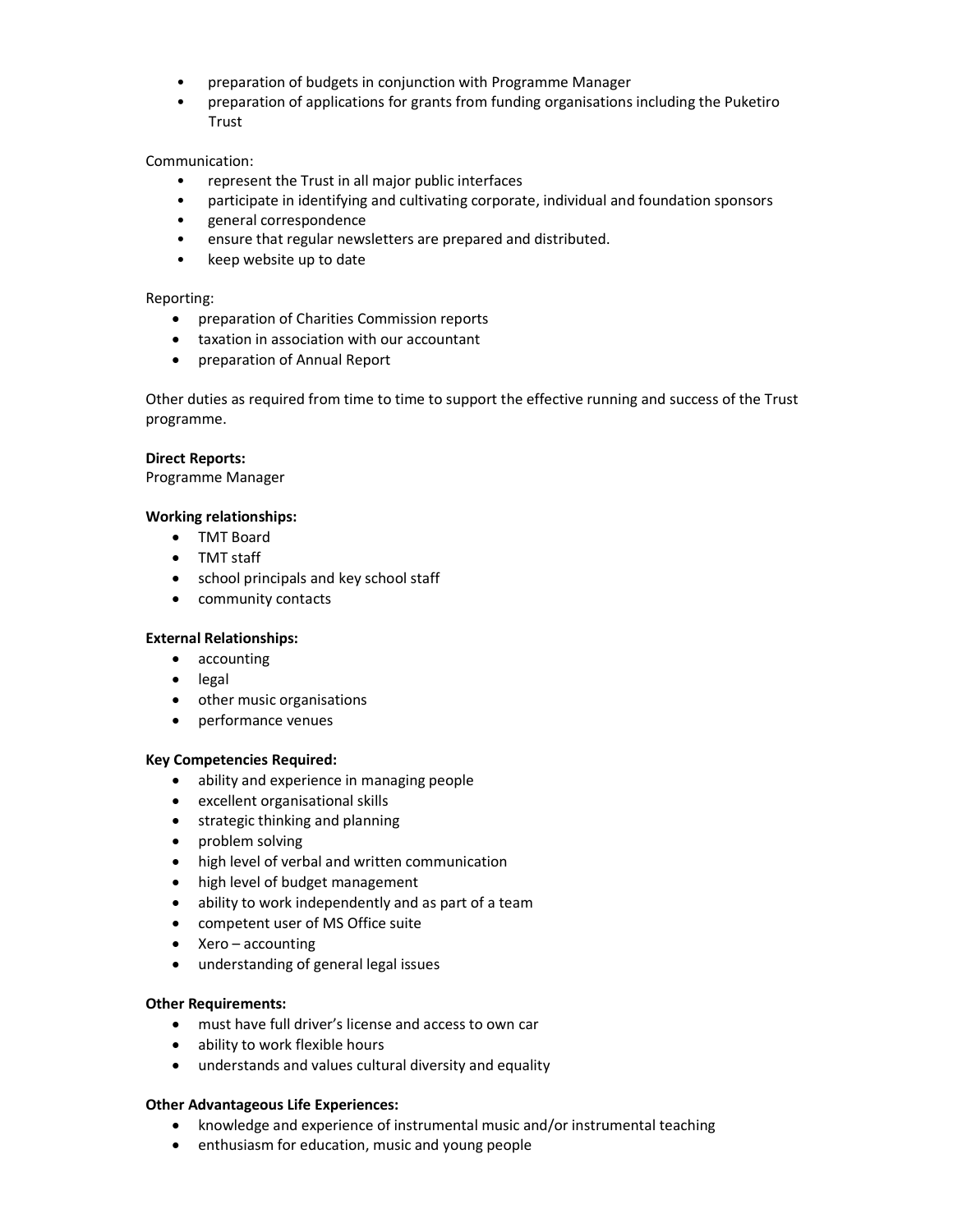- preparation of budgets in conjunction with Programme Manager
- preparation of applications for grants from funding organisations including the Puketiro Trust

Communication:

- represent the Trust in all major public interfaces
- participate in identifying and cultivating corporate, individual and foundation sponsors
- general correspondence
- ensure that regular newsletters are prepared and distributed.
- keep website up to date

Reporting:

- preparation of Charities Commission reports
- taxation in association with our accountant
- preparation of Annual Report

Other duties as required from time to time to support the effective running and success of the Trust programme.

**Direct Reports:**
Programme Manager

**Working relationships:**

- TMT Board
- TMT staff
- school principals and key school staff
- community contacts

**External Relationships:**

- accounting
- legal
- other music organisations
- performance venues

**Key Competencies Required:**

- ability and experience in managing people
- excellent organisational skills
- strategic thinking and planning
- problem solving
- high level of verbal and written communication
- high level of budget management
- ability to work independently and as part of a team
- competent user of MS Office suite
- Xero – accounting
- understanding of general legal issues

**Other Requirements:**

- must have full driver's license and access to own car
- ability to work flexible hours
- understands and values cultural diversity and equality

**Other Advantageous Life Experiences:**

- knowledge and experience of instrumental music and/or instrumental teaching
- enthusiasm for education, music and young people